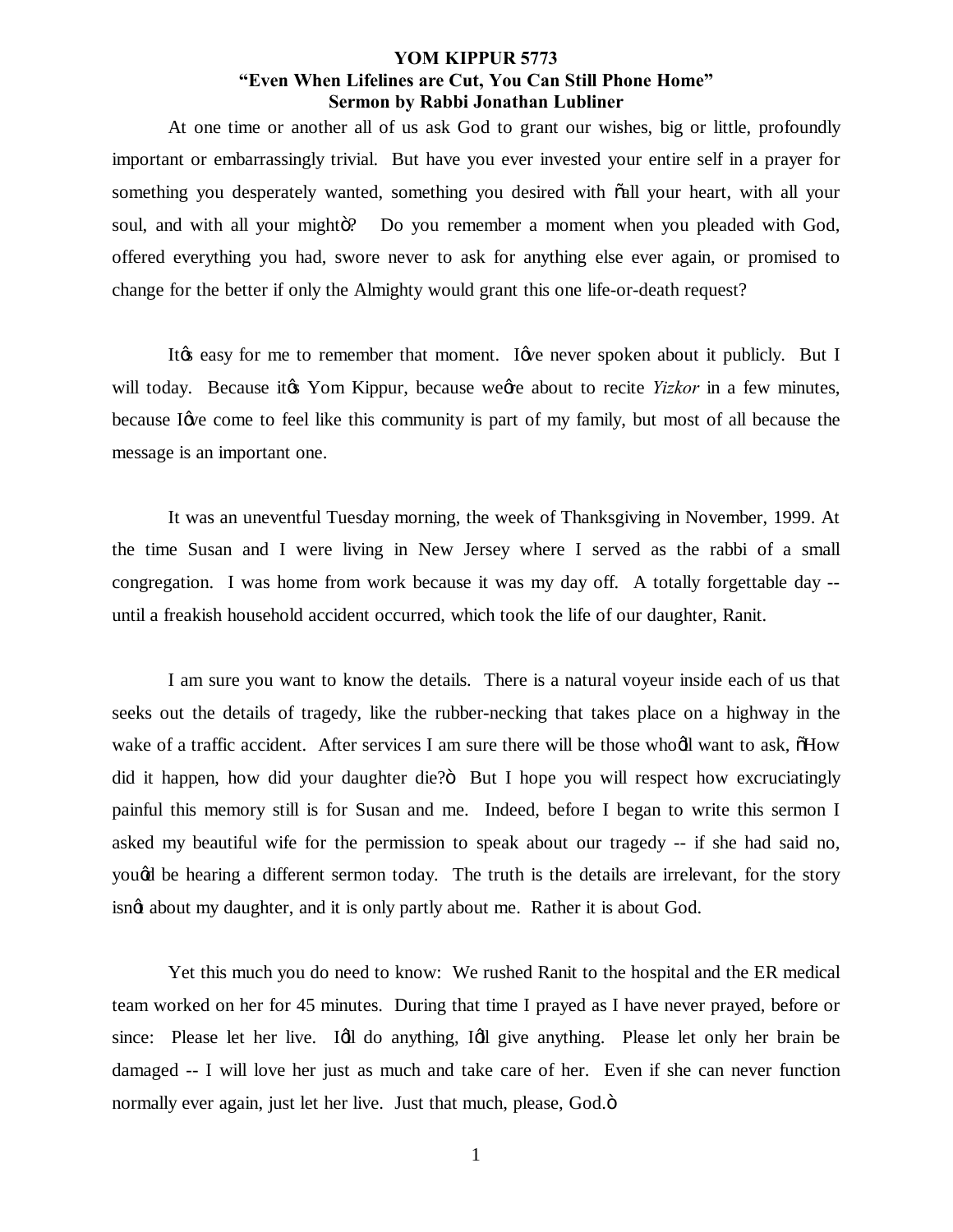# YOM KIPPUR 5773
## "Even When Lifelines are Cut, You Can Still Phone Home"
### Sermon by Rabbi Jonathan Lubliner

At one time or another all of us ask God to grant our wishes, big or little, profoundly important or embarrassingly trivial. But have you ever invested your entire self in a prayer for something you desperately wanted, something you desired with "all your heart, with all your soul, and with all your might"? Do you remember a moment when you pleaded with God, offered everything you had, swore never to ask for anything else ever again, or promised to change for the better if only the Almighty would grant this one life-or-death request?

It's easy for me to remember that moment. I've never spoken about it publicly. But I will today. Because it's Yom Kippur, because we're about to recite *Yizkor* in a few minutes, because I've come to feel like this community is part of my family, but most of all because the message is an important one.

It was an uneventful Tuesday morning, the week of Thanksgiving in November, 1999. At the time Susan and I were living in New Jersey where I served as the rabbi of a small congregation. I was home from work because it was my day off. A totally forgettable day -- until a freakish household accident occurred, which took the life of our daughter, Ranit.

I am sure you want to know the details. There is a natural voyeur inside each of us that seeks out the details of tragedy, like the rubber-necking that takes place on a highway in the wake of a traffic accident. After services I am sure there will be those who'll want to ask, "How did it happen, how did your daughter die?" But I hope you will respect how excruciatingly painful this memory still is for Susan and me. Indeed, before I began to write this sermon I asked my beautiful wife for the permission to speak about our tragedy -- if she had said no, you'd be hearing a different sermon today. The truth is the details are irrelevant, for the story isn't about my daughter, and it is only partly about me. Rather it is about God.

Yet this much you do need to know: We rushed Ranit to the hospital and the ER medical team worked on her for 45 minutes. During that time I prayed as I have never prayed, before or since: Please let her live. I'll do anything, I'll give anything. Please let only her brain be damaged -- I will love her just as much and take care of her. Even if she can never function normally ever again, just let her live. Just that much, please, God."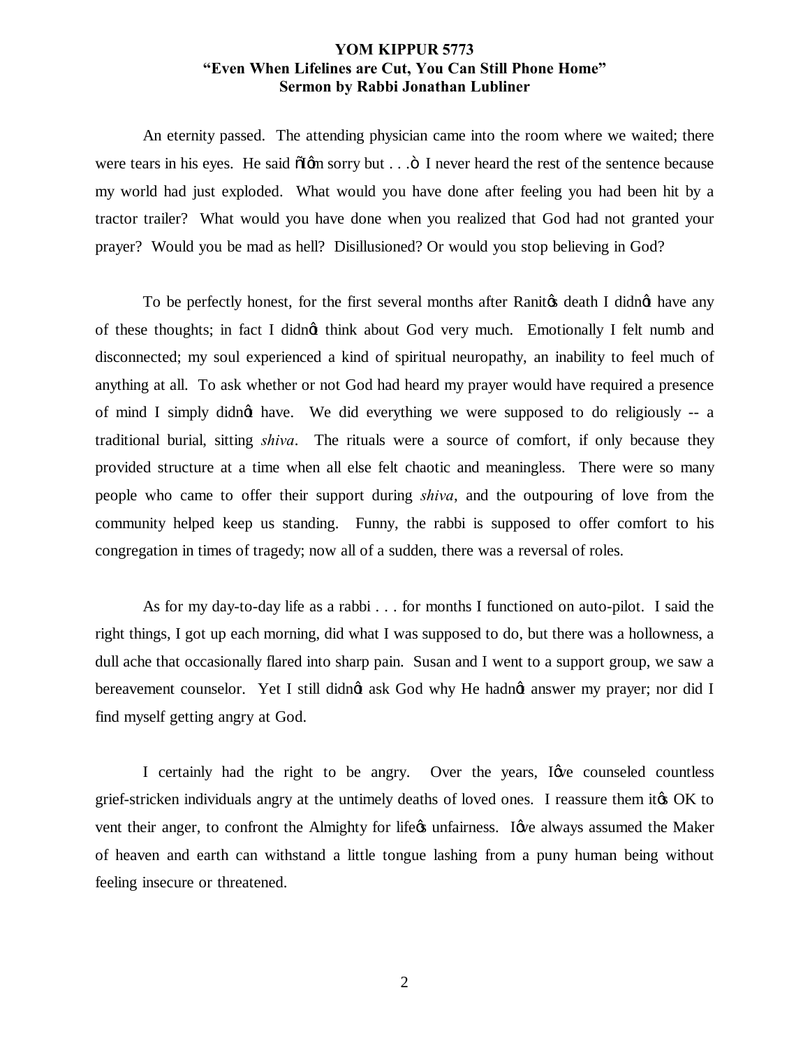An eternity passed. The attending physician came into the room where we waited; there were tears in his eyes. He said "I'm sorry but . . ." I never heard the rest of the sentence because my world had just exploded. What would you have done after feeling you had been hit by a tractor trailer? What would you have done when you realized that God had not granted your prayer? Would you be mad as hell? Disillusioned? Or would you stop believing in God?

To be perfectly honest, for the first several months after Ranit's death I didn't have any of these thoughts; in fact I didn't think about God very much. Emotionally I felt numb and disconnected; my soul experienced a kind of spiritual neuropathy, an inability to feel much of anything at all. To ask whether or not God had heard my prayer would have required a presence of mind I simply didn't have. We did everything we were supposed to do religiously -- a traditional burial, sitting *shiva*. The rituals were a source of comfort, if only because they provided structure at a time when all else felt chaotic and meaningless. There were so many people who came to offer their support during *shiva*, and the outpouring of love from the community helped keep us standing. Funny, the rabbi is supposed to offer comfort to his congregation in times of tragedy; now all of a sudden, there was a reversal of roles.

As for my day-to-day life as a rabbi . . . for months I functioned on auto-pilot. I said the right things, I got up each morning, did what I was supposed to do, but there was a hollowness, a dull ache that occasionally flared into sharp pain. Susan and I went to a support group, we saw a bereavement counselor. Yet I still didn't ask God why He hadn't answer my prayer; nor did I find myself getting angry at God.

I certainly had the right to be angry. Over the years, I've counseled countless grief-stricken individuals angry at the untimely deaths of loved ones. I reassure them it's OK to vent their anger, to confront the Almighty for life's unfairness. I've always assumed the Maker of heaven and earth can withstand a little tongue lashing from a puny human being without feeling insecure or threatened.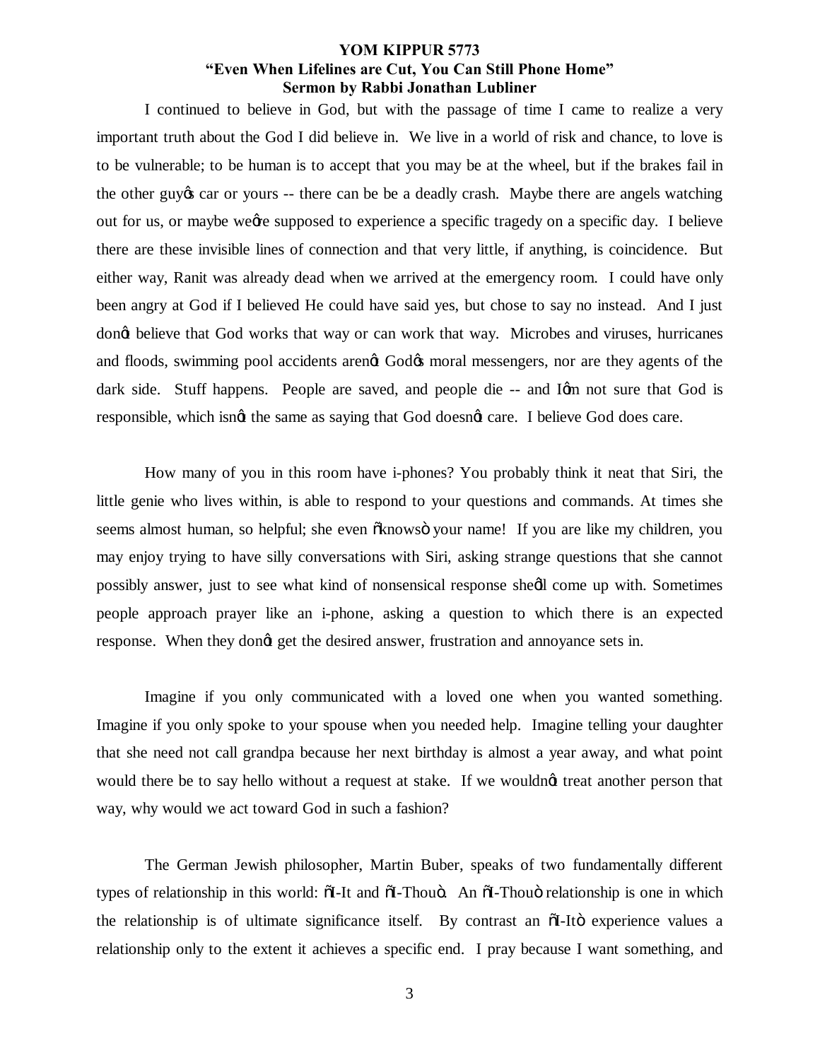I continued to believe in God, but with the passage of time I came to realize a very important truth about the God I did believe in. We live in a world of risk and chance, to love is to be vulnerable; to be human is to accept that you may be at the wheel, but if the brakes fail in the other guy's car or yours -- there can be be a deadly crash. Maybe there are angels watching out for us, or maybe we're supposed to experience a specific tragedy on a specific day. I believe there are these invisible lines of connection and that very little, if anything, is coincidence. But either way, Ranit was already dead when we arrived at the emergency room. I could have only been angry at God if I believed He could have said yes, but chose to say no instead. And I just don't believe that God works that way or can work that way. Microbes and viruses, hurricanes and floods, swimming pool accidents aren't God's moral messengers, nor are they agents of the dark side. Stuff happens. People are saved, and people die -- and I'm not sure that God is responsible, which isn't the same as saying that God doesn't care. I believe God does care.

How many of you in this room have i-phones? You probably think it neat that Siri, the little genie who lives within, is able to respond to your questions and commands. At times she seems almost human, so helpful; she even "knows" your name! If you are like my children, you may enjoy trying to have silly conversations with Siri, asking strange questions that she cannot possibly answer, just to see what kind of nonsensical response she'll come up with. Sometimes people approach prayer like an i-phone, asking a question to which there is an expected response. When they don't get the desired answer, frustration and annoyance sets in.

Imagine if you only communicated with a loved one when you wanted something. Imagine if you only spoke to your spouse when you needed help. Imagine telling your daughter that she need not call grandpa because her next birthday is almost a year away, and what point would there be to say hello without a request at stake. If we wouldn't treat another person that way, why would we act toward God in such a fashion?

The German Jewish philosopher, Martin Buber, speaks of two fundamentally different types of relationship in this world: "I-It and "I-Thou". An "I-Thou" relationship is one in which the relationship is of ultimate significance itself. By contrast an "I-It" experience values a relationship only to the extent it achieves a specific end. I pray because I want something, and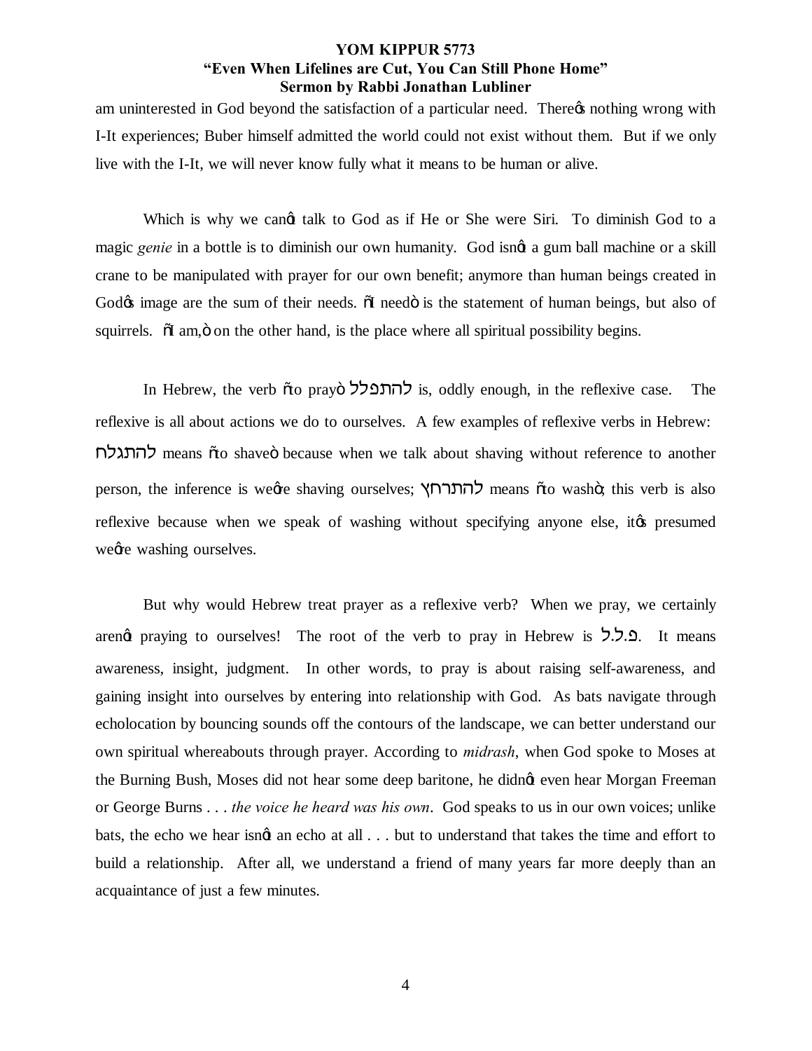am uninterested in God beyond the satisfaction of a particular need. There's nothing wrong with I-It experiences; Buber himself admitted the world could not exist without them. But if we only live with the I-It, we will never know fully what it means to be human or alive.

Which is why we can't talk to God as if He or She were Siri. To diminish God to a magic *genie* in a bottle is to diminish our own humanity. God isn't a gum ball machine or a skill crane to be manipulated with prayer for our own benefit; anymore than human beings created in God's image are the sum of their needs. "I need" is the statement of human beings, but also of squirrels. "I am," on the other hand, is the place where all spiritual possibility begins.

In Hebrew, the verb "to pray" להתפלל is, oddly enough, in the reflexive case. The reflexive is all about actions we do to ourselves. A few examples of reflexive verbs in Hebrew: להתגלח means "to shave" because when we talk about shaving without reference to another person, the inference is we're shaving ourselves; להתרחץ means "to wash"; this verb is also reflexive because when we speak of washing without specifying anyone else, it's presumed we're washing ourselves.

But why would Hebrew treat prayer as a reflexive verb? When we pray, we certainly aren't praying to ourselves! The root of the verb to pray in Hebrew is פ.ל.ל. It means awareness, insight, judgment. In other words, to pray is about raising self-awareness, and gaining insight into ourselves by entering into relationship with God. As bats navigate through echolocation by bouncing sounds off the contours of the landscape, we can better understand our own spiritual whereabouts through prayer. According to *midrash*, when God spoke to Moses at the Burning Bush, Moses did not hear some deep baritone, he didn't even hear Morgan Freeman or George Burns . . . *the voice he heard was his own*. God speaks to us in our own voices; unlike bats, the echo we hear isn't an echo at all . . . but to understand that takes the time and effort to build a relationship. After all, we understand a friend of many years far more deeply than an acquaintance of just a few minutes.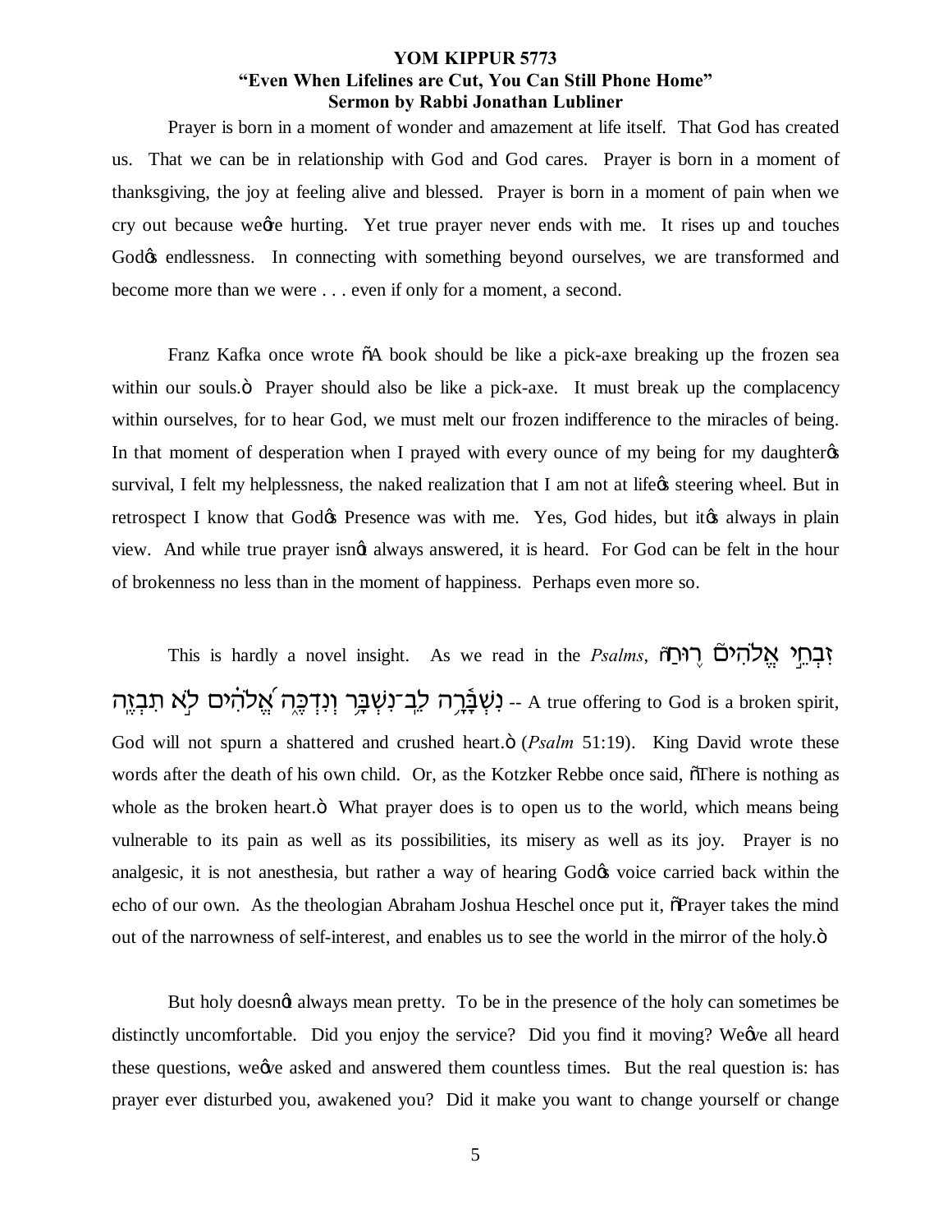**YOM KIPPUR 5773**
**"Even When Lifelines are Cut, You Can Still Phone Home"**
**Sermon by Rabbi Jonathan Lubliner**

Prayer is born in a moment of wonder and amazement at life itself. That God has created us. That we can be in relationship with God and God cares. Prayer is born in a moment of thanksgiving, the joy at feeling alive and blessed. Prayer is born in a moment of pain when we cry out because we're hurting. Yet true prayer never ends with me. It rises up and touches God's endlessness. In connecting with something beyond ourselves, we are transformed and become more than we were . . . even if only for a moment, a second.

Franz Kafka once wrote "A book should be like a pick-axe breaking up the frozen sea within our souls." Prayer should also be like a pick-axe. It must break up the complacency within ourselves, for to hear God, we must melt our frozen indifference to the miracles of being. In that moment of desperation when I prayed with every ounce of my being for my daughter's survival, I felt my helplessness, the naked realization that I am not at life's steering wheel. But in retrospect I know that God's Presence was with me. Yes, God hides, but it's always in plain view. And while true prayer isn't always answered, it is heard. For God can be felt in the hour of brokenness no less than in the moment of happiness. Perhaps even more so.

This is hardly a novel insight. As we read in the *Psalms*, "זִבְחֵ֣י אֱלֹהִים֮ ר֪וּחַ נִשְׁבָּ֫רָ֥ה לֵב־נִשְׁבָּ֥ר וְנִדְכֶּ֑ה אֱ֝לֹהִ֗ים לֹ֣א תִבְזֶֽה -- A true offering to God is a broken spirit, God will not spurn a shattered and crushed heart." (*Psalm* 51:19). King David wrote these words after the death of his own child. Or, as the Kotzker Rebbe once said, "There is nothing as whole as the broken heart." What prayer does is to open us to the world, which means being vulnerable to its pain as well as its possibilities, its misery as well as its joy. Prayer is no analgesic, it is not anesthesia, but rather a way of hearing God's voice carried back within the echo of our own. As the theologian Abraham Joshua Heschel once put it, "Prayer takes the mind out of the narrowness of self-interest, and enables us to see the world in the mirror of the holy."

But holy doesn't always mean pretty. To be in the presence of the holy can sometimes be distinctly uncomfortable. Did you enjoy the service? Did you find it moving? We've all heard these questions, we've asked and answered them countless times. But the real question is: has prayer ever disturbed you, awakened you? Did it make you want to change yourself or change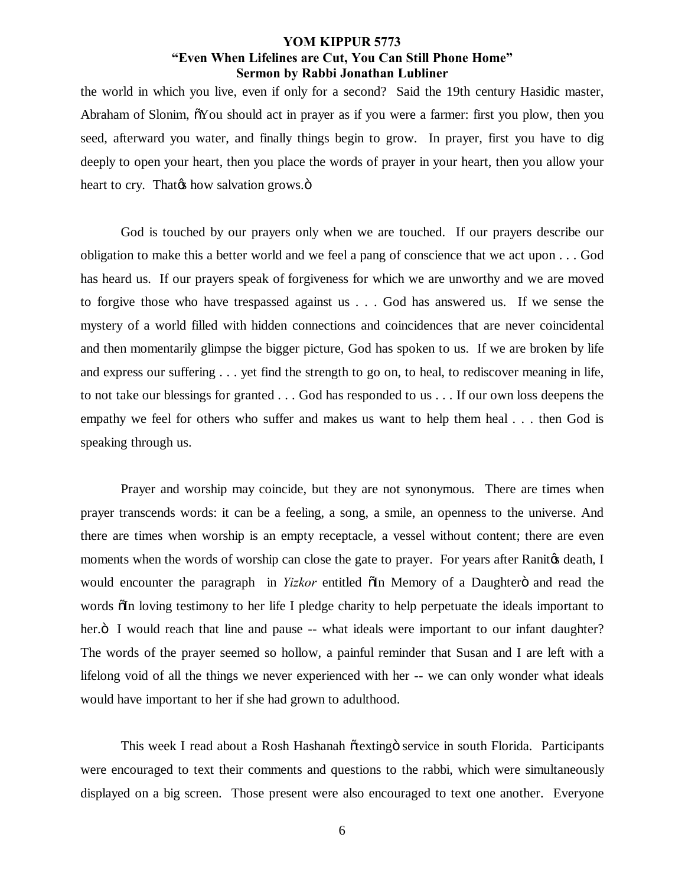the world in which you live, even if only for a second? Said the 19th century Hasidic master, Abraham of Slonim, "You should act in prayer as if you were a farmer: first you plow, then you seed, afterward you water, and finally things begin to grow. In prayer, first you have to dig deeply to open your heart, then you place the words of prayer in your heart, then you allow your heart to cry. That's how salvation grows."

God is touched by our prayers only when we are touched. If our prayers describe our obligation to make this a better world and we feel a pang of conscience that we act upon . . . God has heard us. If our prayers speak of forgiveness for which we are unworthy and we are moved to forgive those who have trespassed against us . . . God has answered us. If we sense the mystery of a world filled with hidden connections and coincidences that are never coincidental and then momentarily glimpse the bigger picture, God has spoken to us. If we are broken by life and express our suffering . . . yet find the strength to go on, to heal, to rediscover meaning in life, to not take our blessings for granted . . . God has responded to us . . . If our own loss deepens the empathy we feel for others who suffer and makes us want to help them heal . . . then God is speaking through us.

Prayer and worship may coincide, but they are not synonymous. There are times when prayer transcends words: it can be a feeling, a song, a smile, an openness to the universe. And there are times when worship is an empty receptacle, a vessel without content; there are even moments when the words of worship can close the gate to prayer. For years after Ranit's death, I would encounter the paragraph in *Yizkor* entitled "In Memory of a Daughter" and read the words "In loving testimony to her life I pledge charity to help perpetuate the ideals important to her." I would reach that line and pause -- what ideals were important to our infant daughter? The words of the prayer seemed so hollow, a painful reminder that Susan and I are left with a lifelong void of all the things we never experienced with her -- we can only wonder what ideals would have important to her if she had grown to adulthood.

This week I read about a Rosh Hashanah "texting" service in south Florida. Participants were encouraged to text their comments and questions to the rabbi, which were simultaneously displayed on a big screen. Those present were also encouraged to text one another. Everyone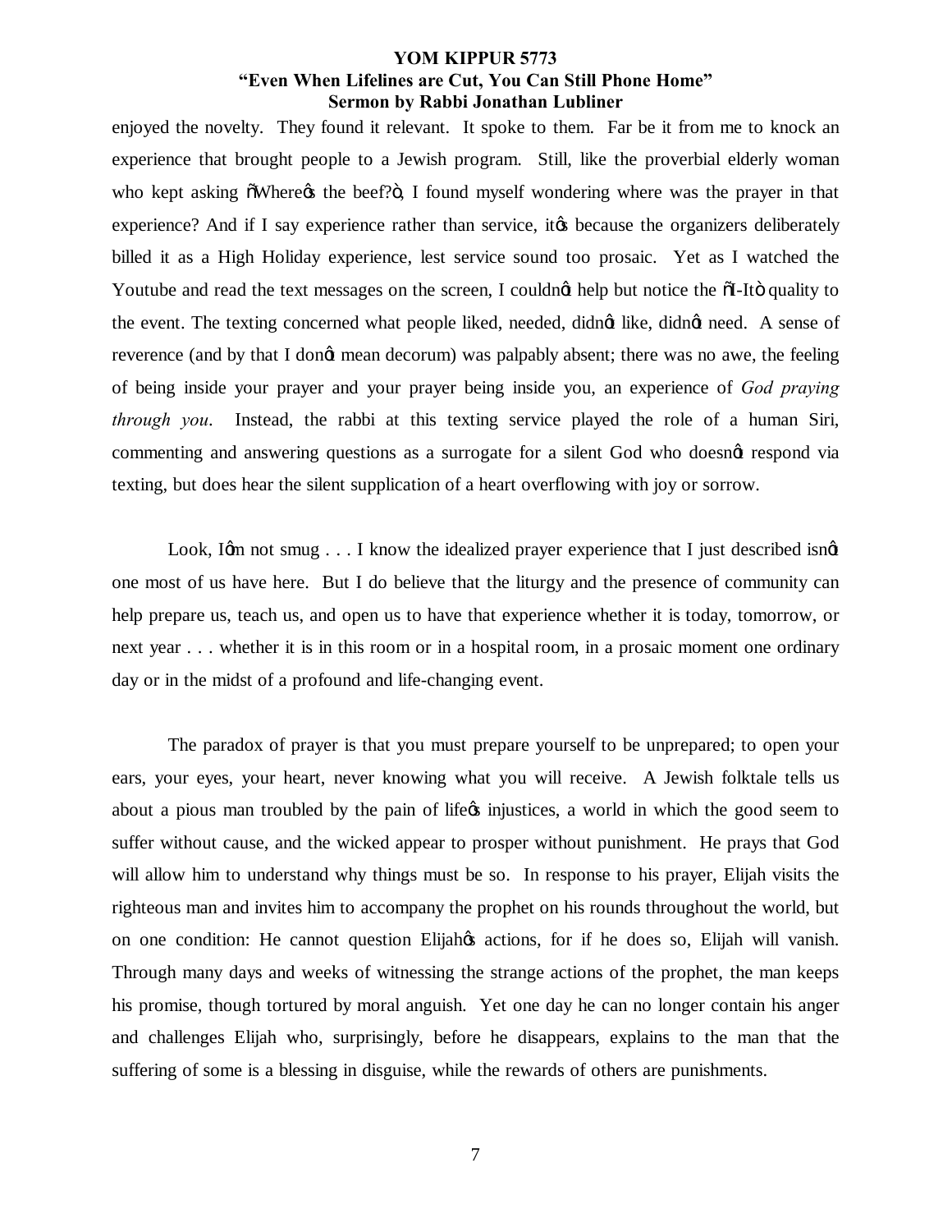enjoyed the novelty. They found it relevant. It spoke to them. Far be it from me to knock an experience that brought people to a Jewish program. Still, like the proverbial elderly woman who kept asking "Where's the beef?", I found myself wondering where was the prayer in that experience? And if I say experience rather than service, it's because the organizers deliberately billed it as a High Holiday experience, lest service sound too prosaic. Yet as I watched the Youtube and read the text messages on the screen, I couldn't help but notice the "I-It" quality to the event. The texting concerned what people liked, needed, didn't like, didn't need. A sense of reverence (and by that I don't mean decorum) was palpably absent; there was no awe, the feeling of being inside your prayer and your prayer being inside you, an experience of *God praying through you*. Instead, the rabbi at this texting service played the role of a human Siri, commenting and answering questions as a surrogate for a silent God who doesn't respond via texting, but does hear the silent supplication of a heart overflowing with joy or sorrow.

Look, I'm not smug . . . I know the idealized prayer experience that I just described isn't one most of us have here. But I do believe that the liturgy and the presence of community can help prepare us, teach us, and open us to have that experience whether it is today, tomorrow, or next year . . . whether it is in this room or in a hospital room, in a prosaic moment one ordinary day or in the midst of a profound and life-changing event.

The paradox of prayer is that you must prepare yourself to be unprepared; to open your ears, your eyes, your heart, never knowing what you will receive. A Jewish folktale tells us about a pious man troubled by the pain of life's injustices, a world in which the good seem to suffer without cause, and the wicked appear to prosper without punishment. He prays that God will allow him to understand why things must be so. In response to his prayer, Elijah visits the righteous man and invites him to accompany the prophet on his rounds throughout the world, but on one condition: He cannot question Elijah's actions, for if he does so, Elijah will vanish. Through many days and weeks of witnessing the strange actions of the prophet, the man keeps his promise, though tortured by moral anguish. Yet one day he can no longer contain his anger and challenges Elijah who, surprisingly, before he disappears, explains to the man that the suffering of some is a blessing in disguise, while the rewards of others are punishments.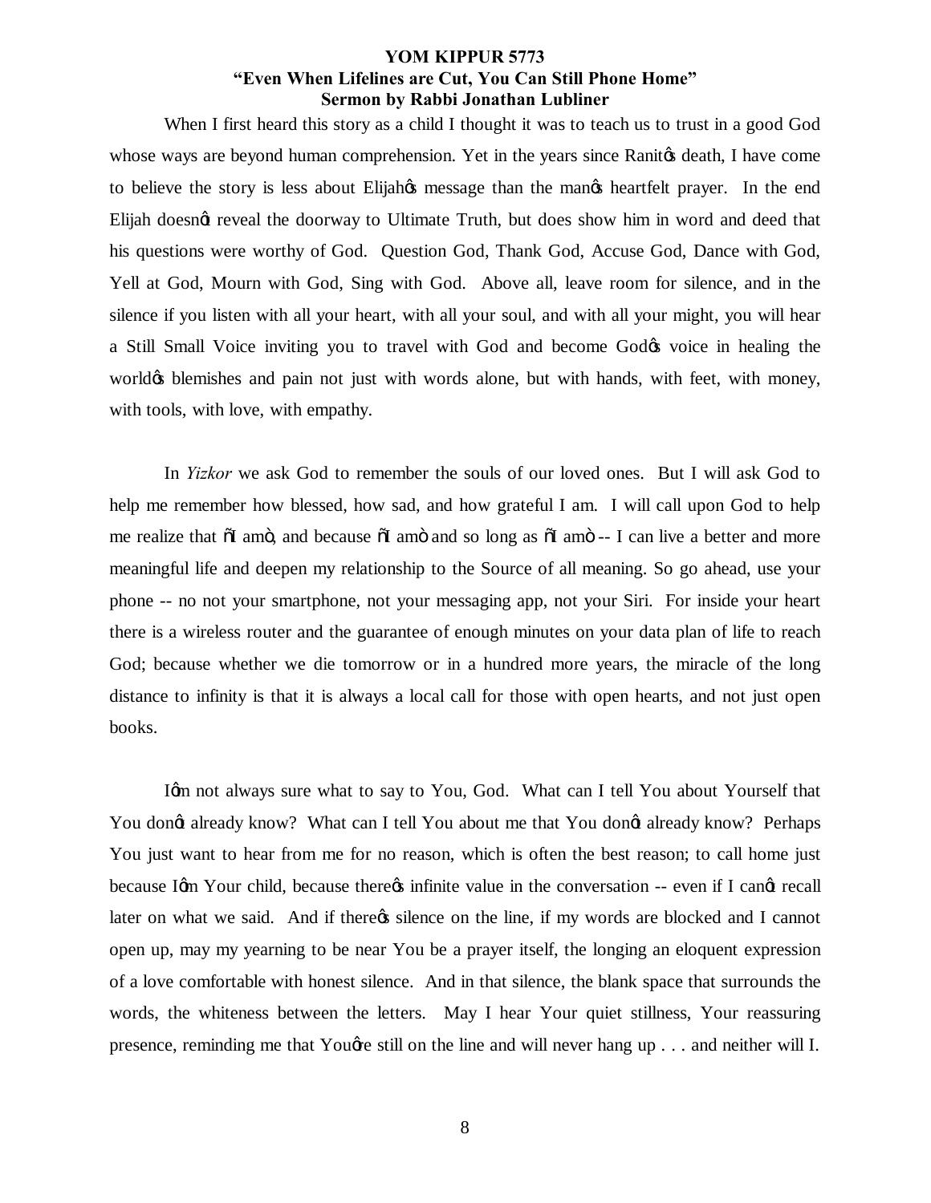When I first heard this story as a child I thought it was to teach us to trust in a good God whose ways are beyond human comprehension. Yet in the years since Ranit's death, I have come to believe the story is less about Elijah's message than the man's heartfelt prayer. In the end Elijah doesn't reveal the doorway to Ultimate Truth, but does show him in word and deed that his questions were worthy of God. Question God, Thank God, Accuse God, Dance with God, Yell at God, Mourn with God, Sing with God. Above all, leave room for silence, and in the silence if you listen with all your heart, with all your soul, and with all your might, you will hear a Still Small Voice inviting you to travel with God and become God's voice in healing the world's blemishes and pain not just with words alone, but with hands, with feet, with money, with tools, with love, with empathy.

In *Yizkor* we ask God to remember the souls of our loved ones. But I will ask God to help me remember how blessed, how sad, and how grateful I am. I will call upon God to help me realize that "I am", and because "I am" and so long as "I am" -- I can live a better and more meaningful life and deepen my relationship to the Source of all meaning. So go ahead, use your phone -- no not your smartphone, not your messaging app, not your Siri. For inside your heart there is a wireless router and the guarantee of enough minutes on your data plan of life to reach God; because whether we die tomorrow or in a hundred more years, the miracle of the long distance to infinity is that it is always a local call for those with open hearts, and not just open books.

I'm not always sure what to say to You, God. What can I tell You about Yourself that You don't already know? What can I tell You about me that You don't already know? Perhaps You just want to hear from me for no reason, which is often the best reason; to call home just because I'm Your child, because there's infinite value in the conversation -- even if I can't recall later on what we said. And if there's silence on the line, if my words are blocked and I cannot open up, may my yearning to be near You be a prayer itself, the longing an eloquent expression of a love comfortable with honest silence. And in that silence, the blank space that surrounds the words, the whiteness between the letters. May I hear Your quiet stillness, Your reassuring presence, reminding me that You're still on the line and will never hang up . . . and neither will I.